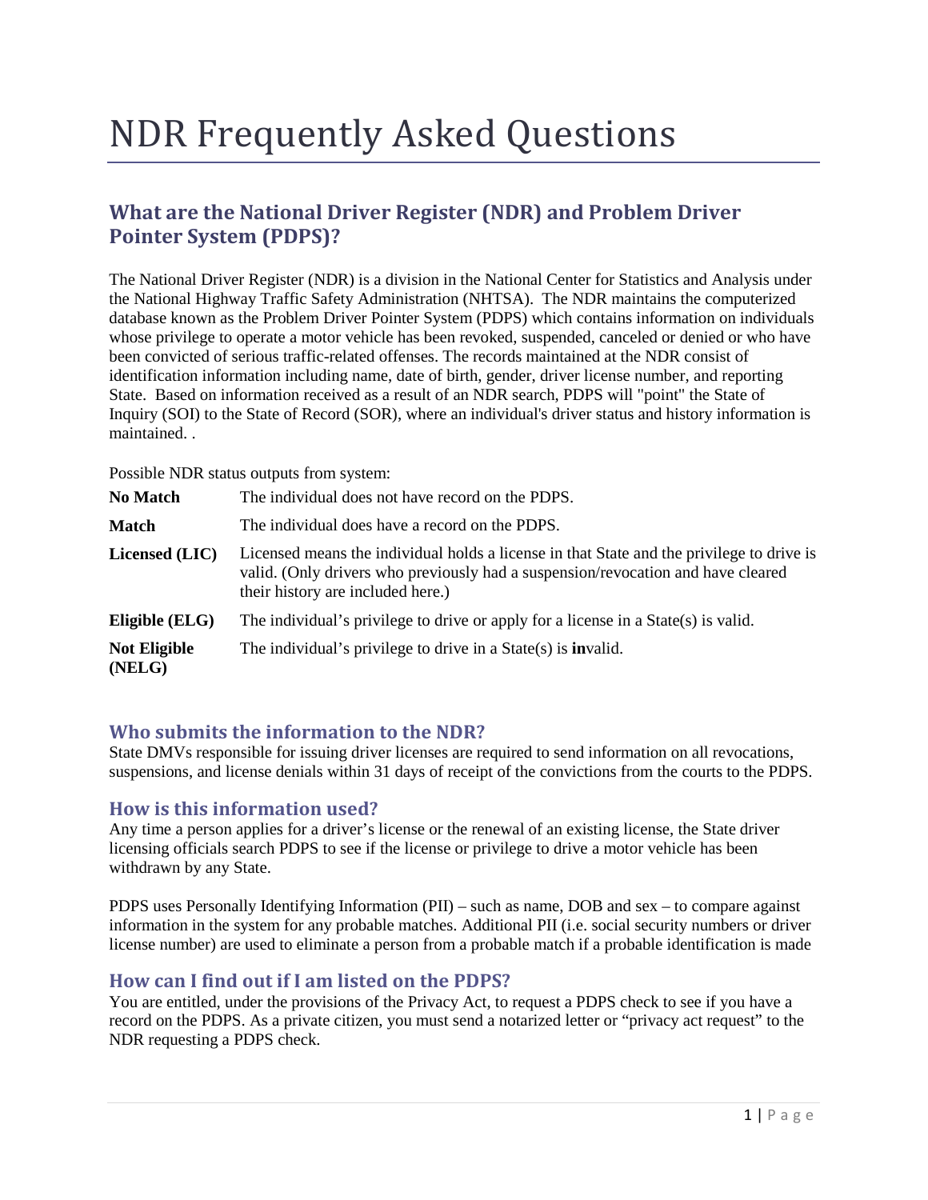# NDR Frequently Asked Questions

## What are the National Driver Register (NDR) and Problem Driver Pointer System (PDPS)?

The National Driver Register (NDR) is a division in the National Center for Statistics and Analysis under the National Highway Traffic Safety Administration (NHTSA). The NDR maintains the computerized database known as the Problem Driver Pointer System (PDPS) which contains information on individuals whose privilege to operate a motor vehicle has been revoked, suspended, canceled or denied or who have been convicted of serious traffic-related offenses. The records maintained at the NDR consist of identification information including name, date of birth, gender, driver license number, and reporting State. Based on information received as a result of an NDR search, PDPS will "point" the State of Inquiry (SOI) to the State of Record (SOR), where an individual's driver status and history information is maintained. .

Possible NDR status outputs from system:

| | |
|---|---|
| **No Match** | The individual does not have record on the PDPS. |
| **Match** | The individual does have a record on the PDPS. |
| **Licensed (LIC)** | Licensed means the individual holds a license in that State and the privilege to drive is valid. (Only drivers who previously had a suspension/revocation and have cleared their history are included here.) |
| **Eligible (ELG)** | The individual's privilege to drive or apply for a license in a State(s) is valid. |
| **Not Eligible (NELG)** | The individual's privilege to drive in a State(s) is **in**valid. |

### Who submits the information to the NDR?

State DMVs responsible for issuing driver licenses are required to send information on all revocations, suspensions, and license denials within 31 days of receipt of the convictions from the courts to the PDPS.

### How is this information used?

Any time a person applies for a driver's license or the renewal of an existing license, the State driver licensing officials search PDPS to see if the license or privilege to drive a motor vehicle has been withdrawn by any State.

PDPS uses Personally Identifying Information (PII) – such as name, DOB and sex – to compare against information in the system for any probable matches. Additional PII (i.e. social security numbers or driver license number) are used to eliminate a person from a probable match if a probable identification is made

### How can I find out if I am listed on the PDPS?

You are entitled, under the provisions of the Privacy Act, to request a PDPS check to see if you have a record on the PDPS. As a private citizen, you must send a notarized letter or "privacy act request" to the NDR requesting a PDPS check.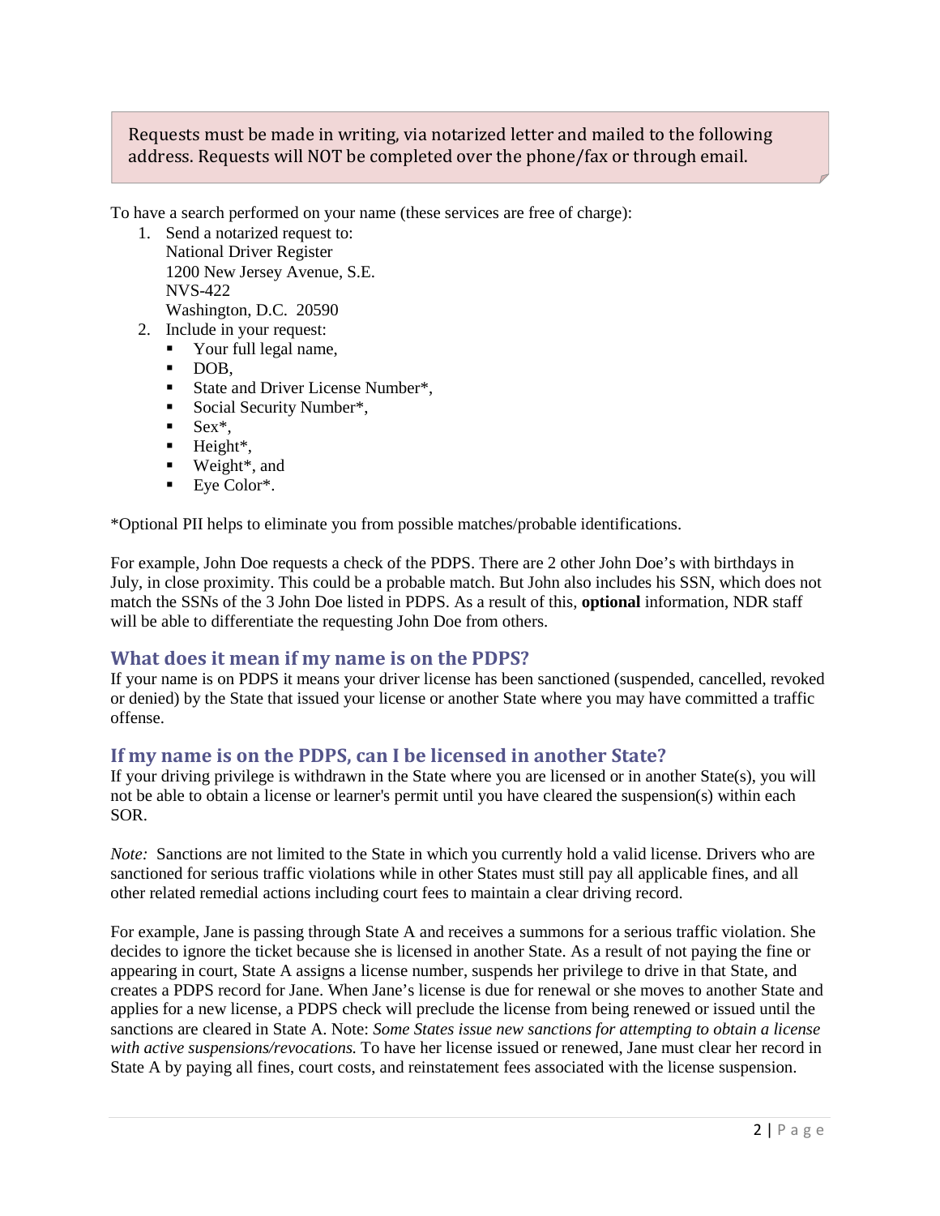> Requests must be made in writing, via notarized letter and mailed to the following address. Requests will NOT be completed over the phone/fax or through email.

To have a search performed on your name (these services are free of charge):

1. Send a notarized request to:
   National Driver Register
   1200 New Jersey Avenue, S.E.
   NVS-422
   Washington, D.C. 20590
2. Include in your request:
   - Your full legal name,
   - DOB,
   - State and Driver License Number*,
   - Social Security Number*,
   - Sex*,
   - Height*,
   - Weight*, and
   - Eye Color*.

*Optional PII helps to eliminate you from possible matches/probable identifications.

For example, John Doe requests a check of the PDPS. There are 2 other John Doe's with birthdays in July, in close proximity. This could be a probable match. But John also includes his SSN, which does not match the SSNs of the 3 John Doe listed in PDPS. As a result of this, **optional** information, NDR staff will be able to differentiate the requesting John Doe from others.

## What does it mean if my name is on the PDPS?

If your name is on PDPS it means your driver license has been sanctioned (suspended, cancelled, revoked or denied) by the State that issued your license or another State where you may have committed a traffic offense.

## If my name is on the PDPS, can I be licensed in another State?

If your driving privilege is withdrawn in the State where you are licensed or in another State(s), you will not be able to obtain a license or learner's permit until you have cleared the suspension(s) within each SOR.

*Note:* Sanctions are not limited to the State in which you currently hold a valid license. Drivers who are sanctioned for serious traffic violations while in other States must still pay all applicable fines, and all other related remedial actions including court fees to maintain a clear driving record.

For example, Jane is passing through State A and receives a summons for a serious traffic violation. She decides to ignore the ticket because she is licensed in another State. As a result of not paying the fine or appearing in court, State A assigns a license number, suspends her privilege to drive in that State, and creates a PDPS record for Jane. When Jane's license is due for renewal or she moves to another State and applies for a new license, a PDPS check will preclude the license from being renewed or issued until the sanctions are cleared in State A. Note: *Some States issue new sanctions for attempting to obtain a license with active suspensions/revocations.* To have her license issued or renewed, Jane must clear her record in State A by paying all fines, court costs, and reinstatement fees associated with the license suspension.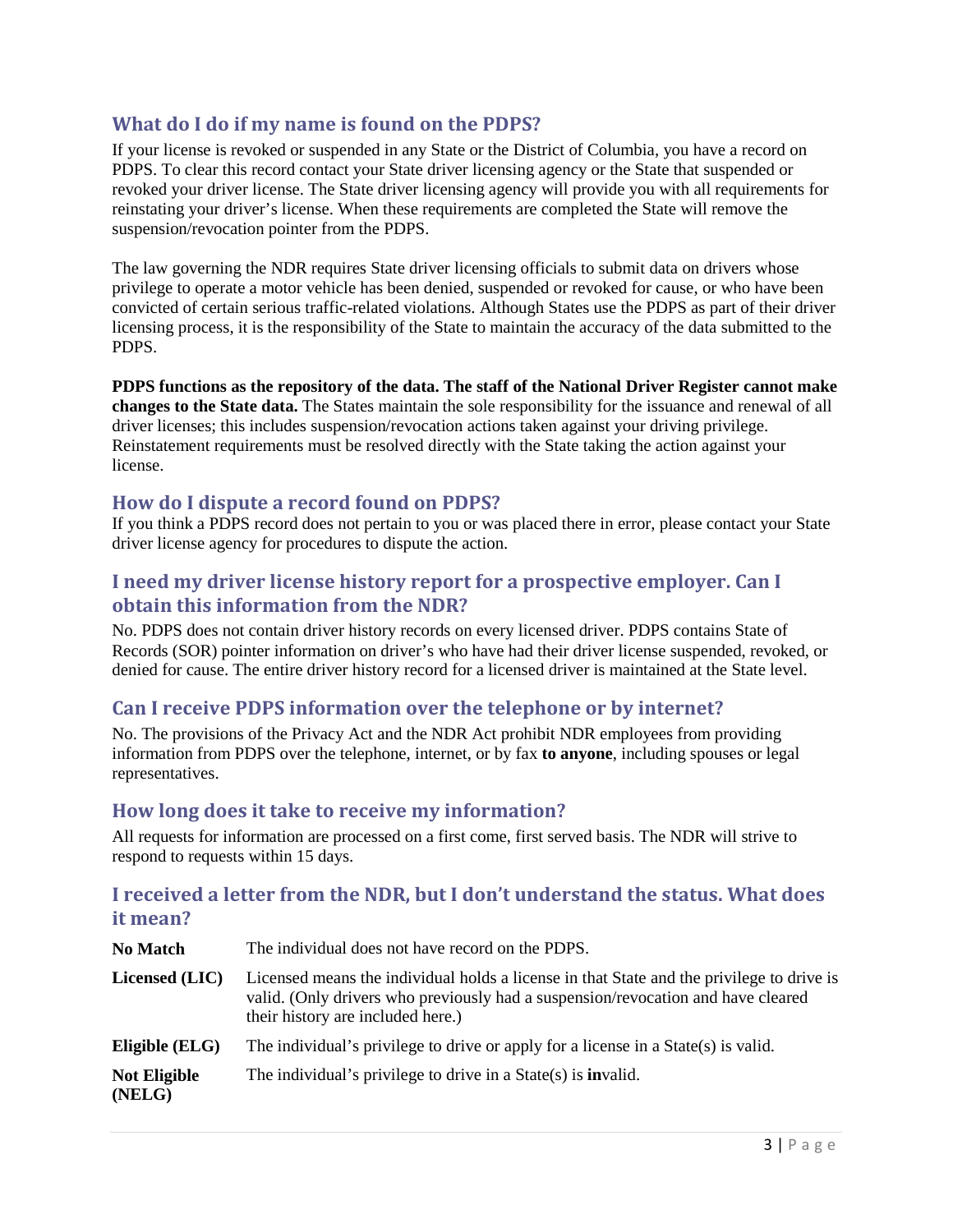## What do I do if my name is found on the PDPS?

If your license is revoked or suspended in any State or the District of Columbia, you have a record on PDPS. To clear this record contact your State driver licensing agency or the State that suspended or revoked your driver license. The State driver licensing agency will provide you with all requirements for reinstating your driver's license. When these requirements are completed the State will remove the suspension/revocation pointer from the PDPS.

The law governing the NDR requires State driver licensing officials to submit data on drivers whose privilege to operate a motor vehicle has been denied, suspended or revoked for cause, or who have been convicted of certain serious traffic-related violations. Although States use the PDPS as part of their driver licensing process, it is the responsibility of the State to maintain the accuracy of the data submitted to the PDPS.

**PDPS functions as the repository of the data. The staff of the National Driver Register cannot make changes to the State data.** The States maintain the sole responsibility for the issuance and renewal of all driver licenses; this includes suspension/revocation actions taken against your driving privilege. Reinstatement requirements must be resolved directly with the State taking the action against your license.

## How do I dispute a record found on PDPS?

If you think a PDPS record does not pertain to you or was placed there in error, please contact your State driver license agency for procedures to dispute the action.

## I need my driver license history report for a prospective employer. Can I obtain this information from the NDR?

No. PDPS does not contain driver history records on every licensed driver. PDPS contains State of Records (SOR) pointer information on driver's who have had their driver license suspended, revoked, or denied for cause. The entire driver history record for a licensed driver is maintained at the State level.

## Can I receive PDPS information over the telephone or by internet?

No. The provisions of the Privacy Act and the NDR Act prohibit NDR employees from providing information from PDPS over the telephone, internet, or by fax **to anyone**, including spouses or legal representatives.

## How long does it take to receive my information?

All requests for information are processed on a first come, first served basis. The NDR will strive to respond to requests within 15 days.

## I received a letter from the NDR, but I don't understand the status. What does it mean?

| | |
|---|---|
| **No Match** | The individual does not have record on the PDPS. |
| **Licensed (LIC)** | Licensed means the individual holds a license in that State and the privilege to drive is valid. (Only drivers who previously had a suspension/revocation and have cleared their history are included here.) |
| **Eligible (ELG)** | The individual's privilege to drive or apply for a license in a State(s) is valid. |
| **Not Eligible (NELG)** | The individual's privilege to drive in a State(s) is **in**valid. |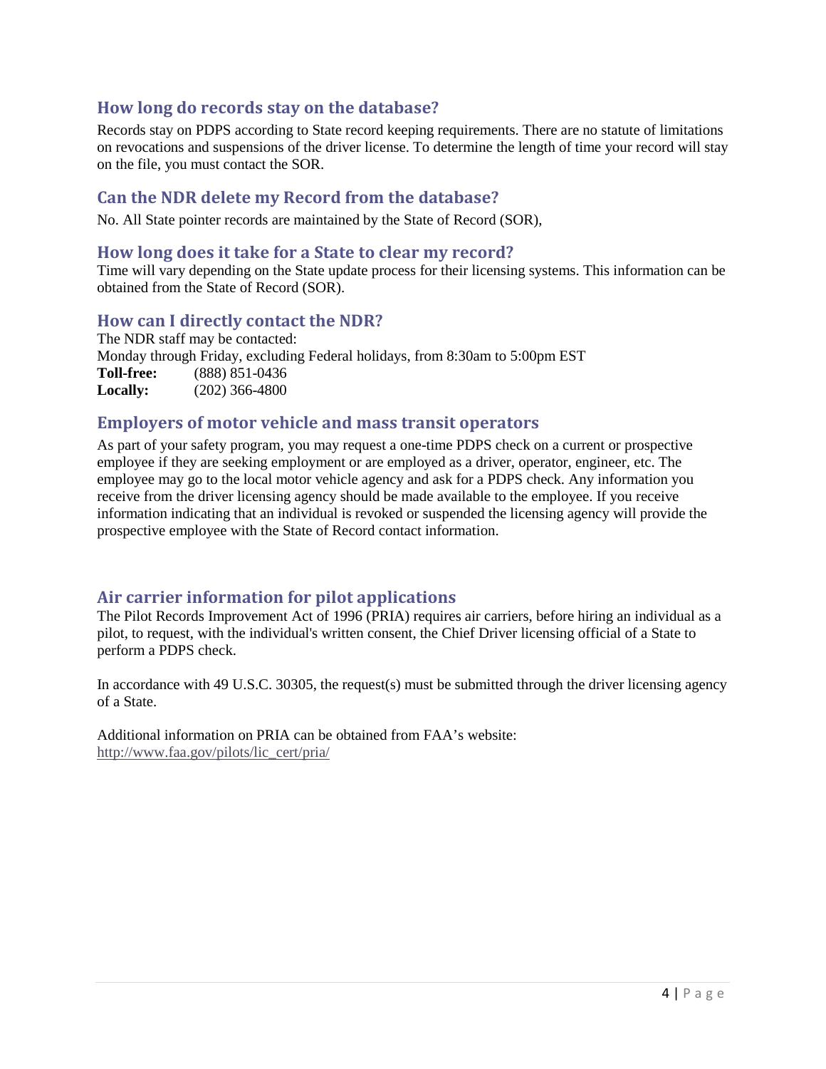## How long do records stay on the database?

Records stay on PDPS according to State record keeping requirements. There are no statute of limitations on revocations and suspensions of the driver license. To determine the length of time your record will stay on the file, you must contact the SOR.

## Can the NDR delete my Record from the database?

No. All State pointer records are maintained by the State of Record (SOR),

## How long does it take for a State to clear my record?

Time will vary depending on the State update process for their licensing systems. This information can be obtained from the State of Record (SOR).

## How can I directly contact the NDR?

The NDR staff may be contacted:
Monday through Friday, excluding Federal holidays, from 8:30am to 5:00pm EST
**Toll-free:** (888) 851-0436
**Locally:** (202) 366-4800

## Employers of motor vehicle and mass transit operators

As part of your safety program, you may request a one-time PDPS check on a current or prospective employee if they are seeking employment or are employed as a driver, operator, engineer, etc. The employee may go to the local motor vehicle agency and ask for a PDPS check. Any information you receive from the driver licensing agency should be made available to the employee. If you receive information indicating that an individual is revoked or suspended the licensing agency will provide the prospective employee with the State of Record contact information.

## Air carrier information for pilot applications

The Pilot Records Improvement Act of 1996 (PRIA) requires air carriers, before hiring an individual as a pilot, to request, with the individual's written consent, the Chief Driver licensing official of a State to perform a PDPS check.

In accordance with 49 U.S.C. 30305, the request(s) must be submitted through the driver licensing agency of a State.

Additional information on PRIA can be obtained from FAA's website:
http://www.faa.gov/pilots/lic_cert/pria/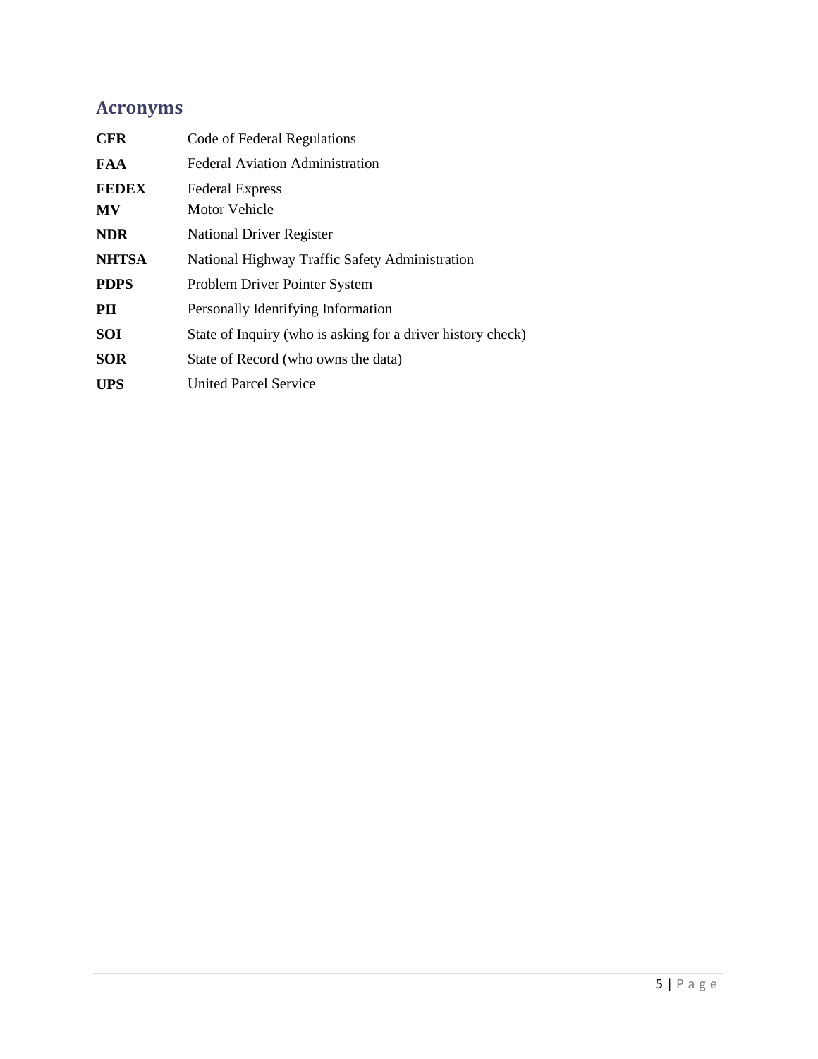## Acronyms

| | |
|---|---|
| **CFR** | Code of Federal Regulations |
| **FAA** | Federal Aviation Administration |
| **FEDEX** | Federal Express |
| **MV** | Motor Vehicle |
| **NDR** | National Driver Register |
| **NHTSA** | National Highway Traffic Safety Administration |
| **PDPS** | Problem Driver Pointer System |
| **PII** | Personally Identifying Information |
| **SOI** | State of Inquiry (who is asking for a driver history check) |
| **SOR** | State of Record (who owns the data) |
| **UPS** | United Parcel Service |